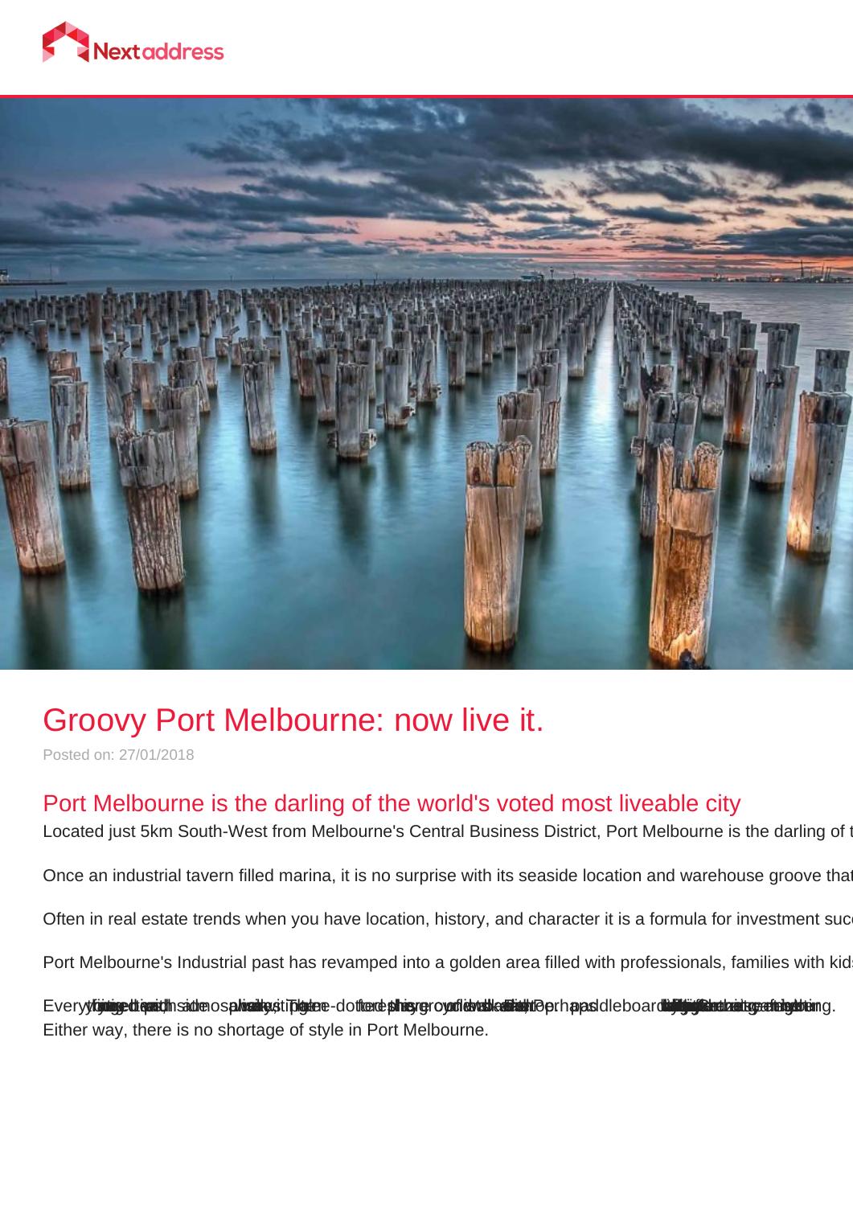# Groovy Port Melbourne: now live it.

Posted on: 27/01/2018

## Port Melbourne is the darling of the world's voted most liveable city

Located just 5km South-West from Melbourne's Central Business District, Port Melbourne is the darling of t

Once an industrial tavern filled marina, it is no surprise with its seaside location and warehouse groove that

Often in real estate trends when you have location, history, and character it is a formula for investment suc

Port Melbourne's Industrial past has revamped into a golden area filled with professionals, families with kid

Every... paddleboard...ng.
Either way, there is no shortage of style in Port Melbourne.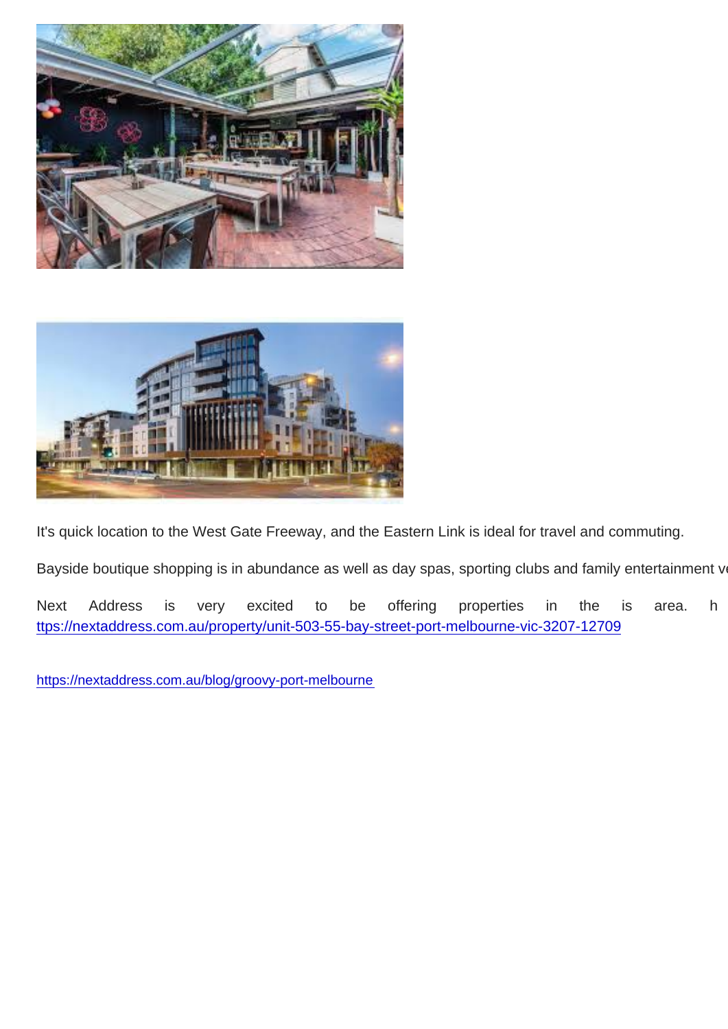It's quick location to the West Gate Freeway, and the Eastern Link is ideal for travel and commuting.

Bayside boutique shopping is in abundance as well as day spas, sporting clubs and family entertainment v

Next Address is very excited to be offering properties in the is area. h ttps://nextaddress.com.au/property/unit-503-55-bay-street-port-melbourne-vic-3207-12709

https://nextaddress.com.au/blog/groovy-port-melbourne